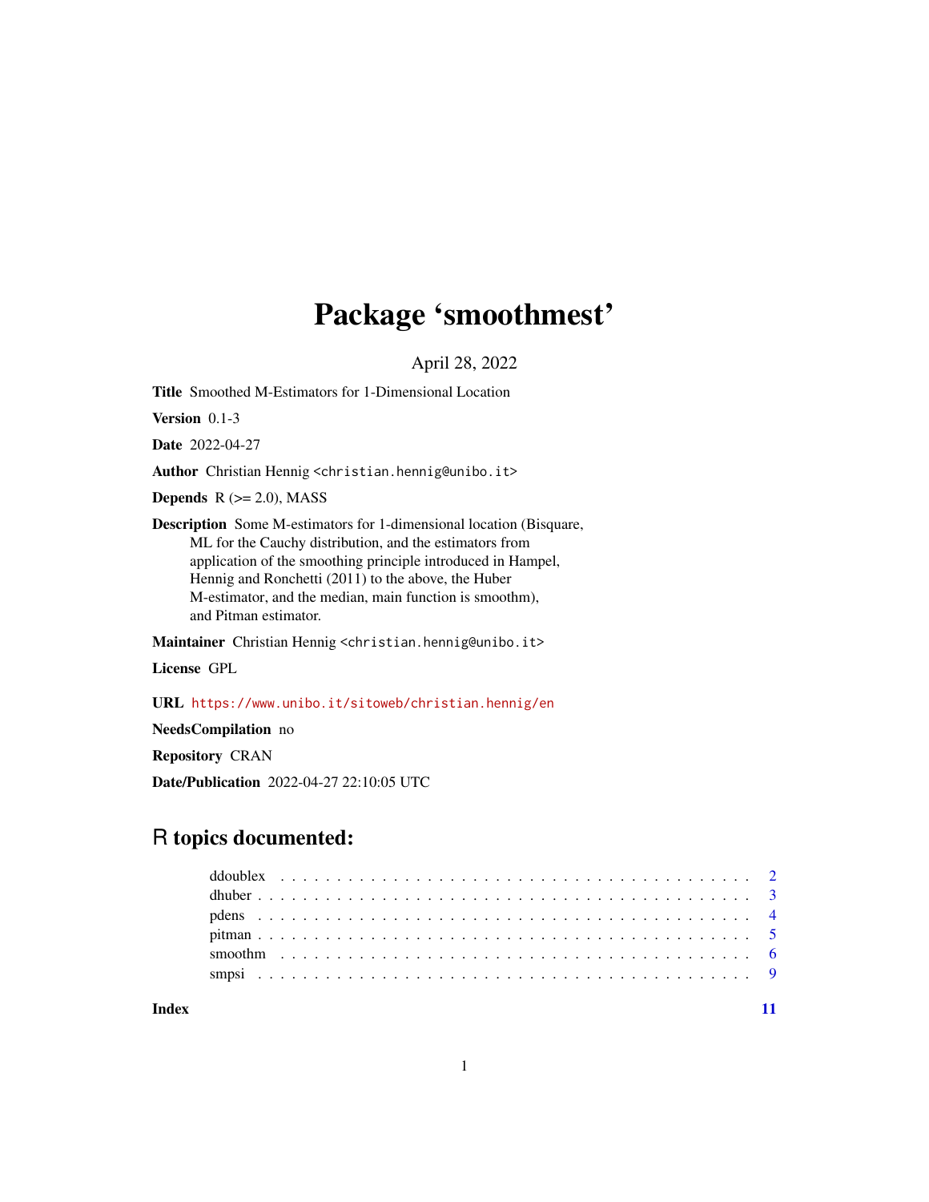# Package 'smoothmest'

April 28, 2022

**Title** Smoothed M-Estimators for 1-Dimensional Location

**Version** 0.1-3

**Date** 2022-04-27

**Author** Christian Hennig <christian.hennig@unibo.it>

**Depends** R (>= 2.0), MASS

**Description** Some M-estimators for 1-dimensional location (Bisquare, ML for the Cauchy distribution, and the estimators from application of the smoothing principle introduced in Hampel, Hennig and Ronchetti (2011) to the above, the Huber M-estimator, and the median, main function is smoothm), and Pitman estimator.

**Maintainer** Christian Hennig <christian.hennig@unibo.it>

**License** GPL

**URL** https://www.unibo.it/sitoweb/christian.hennig/en

**NeedsCompilation** no

**Repository** CRAN

**Date/Publication** 2022-04-27 22:10:05 UTC

## R topics documented:

| | |
|---|---|
| ddoublex | 2 |
| dhuber | 3 |
| pdens | 4 |
| pitman | 5 |
| smoothm | 6 |
| smpsi | 9 |
| **Index** | **11** |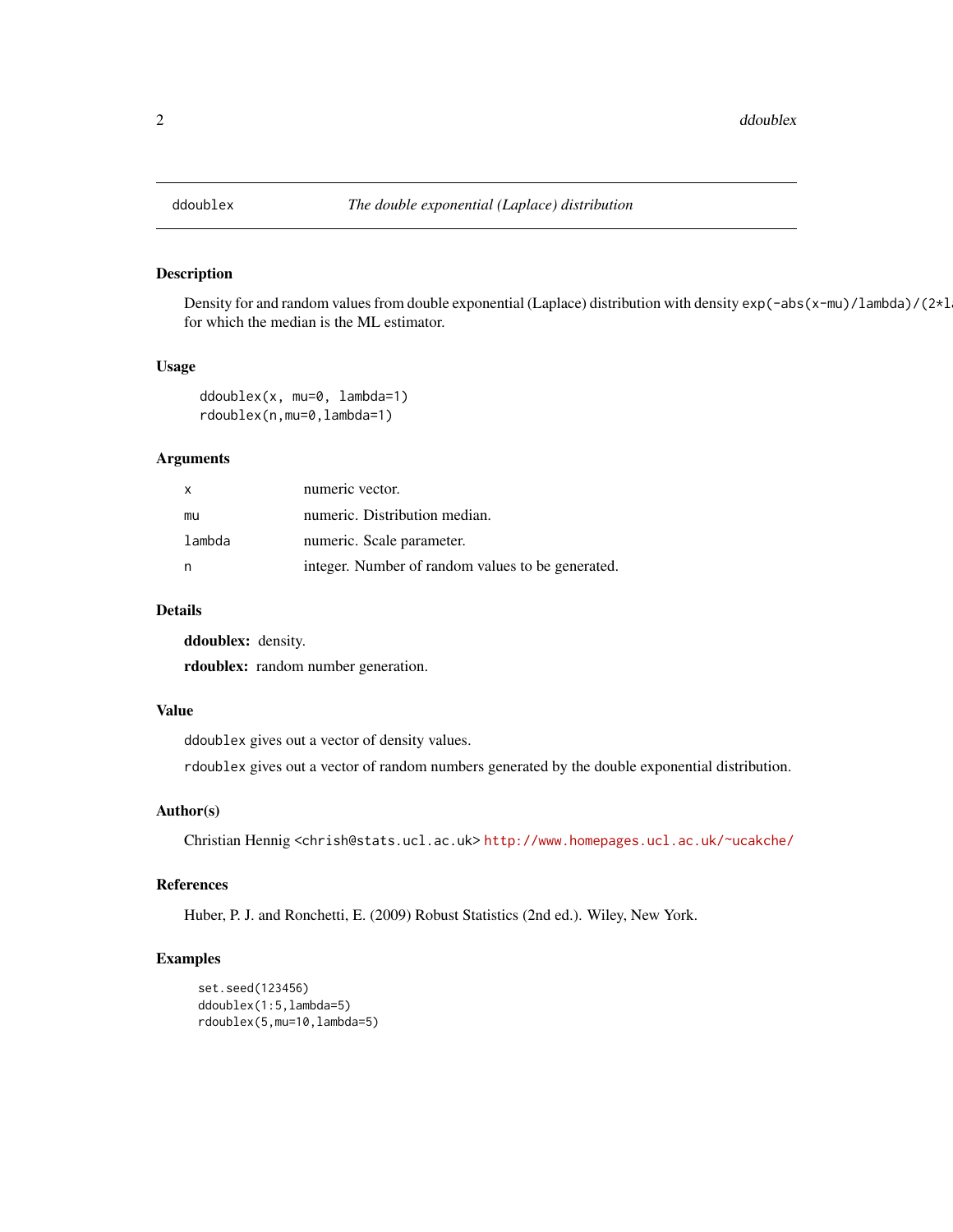ddoublex *The double exponential (Laplace) distribution*

## Description

Density for and random values from double exponential (Laplace) distribution with density `exp(-abs(x-mu)/lambda)/(2*l`
for which the median is the ML estimator.

## Usage

```
ddoublex(x, mu=0, lambda=1)
rdoublex(n,mu=0,lambda=1)
```

## Arguments

| | |
|---|---|
| `x` | numeric vector. |
| `mu` | numeric. Distribution median. |
| `lambda` | numeric. Scale parameter. |
| `n` | integer. Number of random values to be generated. |

## Details

**ddoublex:** density.

**rdoublex:** random number generation.

## Value

`ddoublex` gives out a vector of density values.

`rdoublex` gives out a vector of random numbers generated by the double exponential distribution.

## Author(s)

Christian Hennig <chrish@stats.ucl.ac.uk> http://www.homepages.ucl.ac.uk/~ucakche/

## References

Huber, P. J. and Ronchetti, E. (2009) Robust Statistics (2nd ed.). Wiley, New York.

## Examples

```
set.seed(123456)
ddoublex(1:5,lambda=5)
rdoublex(5,mu=10,lambda=5)
```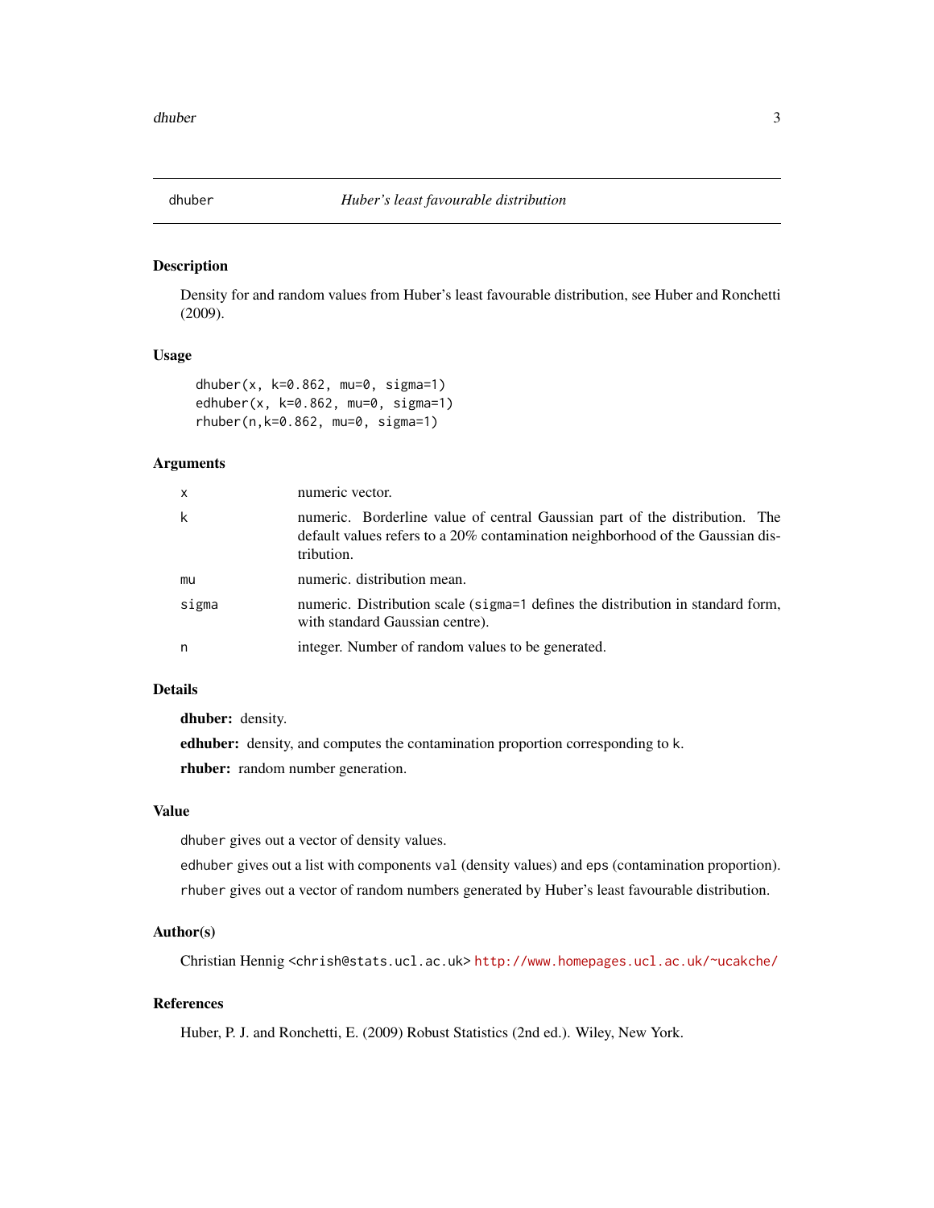## dhuber — *Huber's least favourable distribution*

### Description

Density for and random values from Huber's least favourable distribution, see Huber and Ronchetti (2009).

### Usage

```
dhuber(x, k=0.862, mu=0, sigma=1)
edhuber(x, k=0.862, mu=0, sigma=1)
rhuber(n,k=0.862, mu=0, sigma=1)
```

### Arguments

| | |
|---|---|
| x | numeric vector. |
| k | numeric. Borderline value of central Gaussian part of the distribution. The default values refers to a 20% contamination neighborhood of the Gaussian distribution. |
| mu | numeric. distribution mean. |
| sigma | numeric. Distribution scale (sigma=1 defines the distribution in standard form, with standard Gaussian centre). |
| n | integer. Number of random values to be generated. |

### Details

**dhuber:** density.

**edhuber:** density, and computes the contamination proportion corresponding to k.

**rhuber:** random number generation.

### Value

dhuber gives out a vector of density values.

edhuber gives out a list with components val (density values) and eps (contamination proportion).

rhuber gives out a vector of random numbers generated by Huber's least favourable distribution.

### Author(s)

Christian Hennig <chrish@stats.ucl.ac.uk> http://www.homepages.ucl.ac.uk/~ucakche/

### References

Huber, P. J. and Ronchetti, E. (2009) Robust Statistics (2nd ed.). Wiley, New York.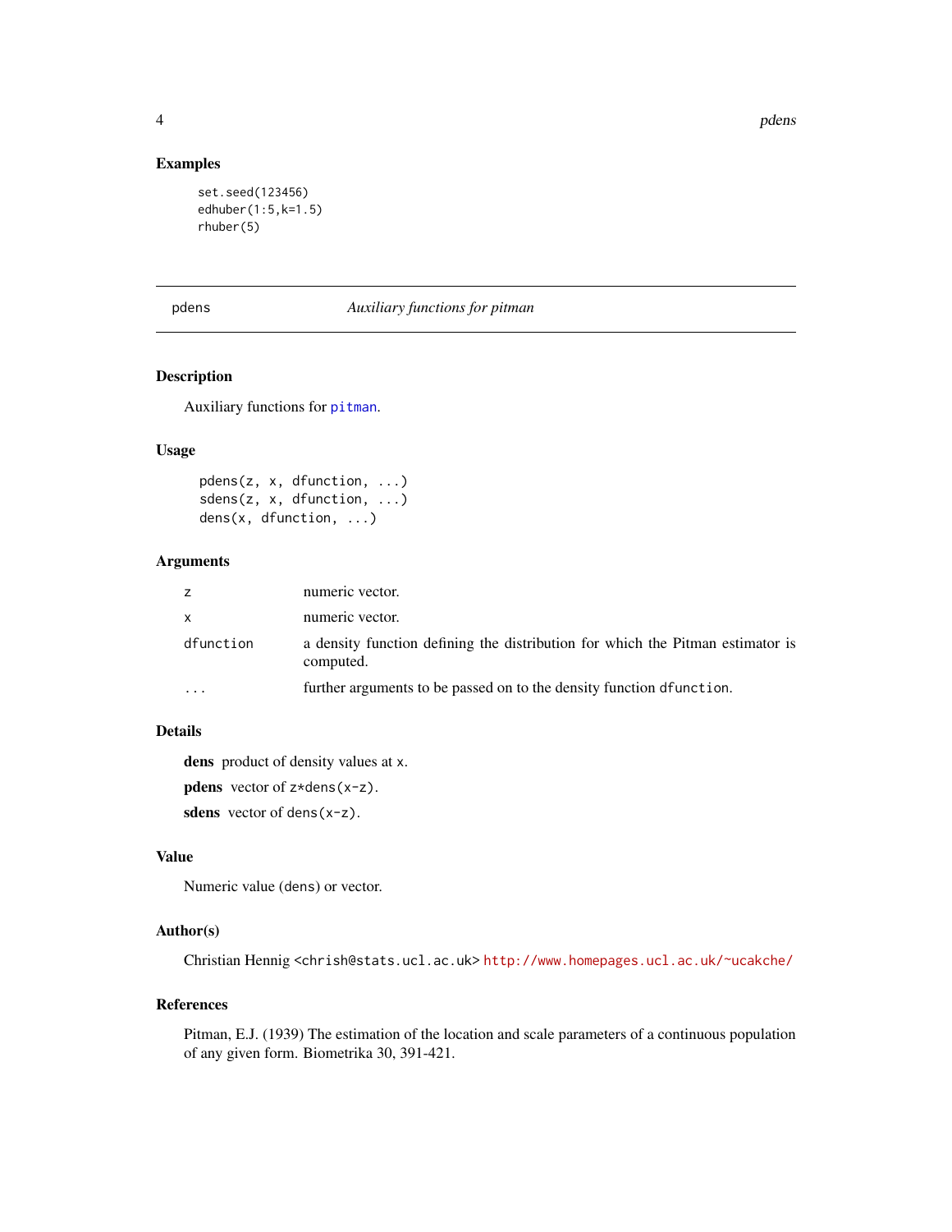## Examples

```
set.seed(123456)
edhuber(1:5,k=1.5)
rhuber(5)
```

---

# pdens — *Auxiliary functions for pitman*

## Description

Auxiliary functions for pitman.

## Usage

```
pdens(z, x, dfunction, ...)
sdens(z, x, dfunction, ...)
dens(x, dfunction, ...)
```

## Arguments

| | |
|---|---|
| z | numeric vector. |
| x | numeric vector. |
| dfunction | a density function defining the distribution for which the Pitman estimator is computed. |
| ... | further arguments to be passed on to the density function dfunction. |

## Details

**dens** product of density values at x.

**pdens** vector of z*dens(x-z).

**sdens** vector of dens(x-z).

## Value

Numeric value (dens) or vector.

## Author(s)

Christian Hennig <chrish@stats.ucl.ac.uk> http://www.homepages.ucl.ac.uk/~ucakche/

## References

Pitman, E.J. (1939) The estimation of the location and scale parameters of a continuous population of any given form. Biometrika 30, 391-421.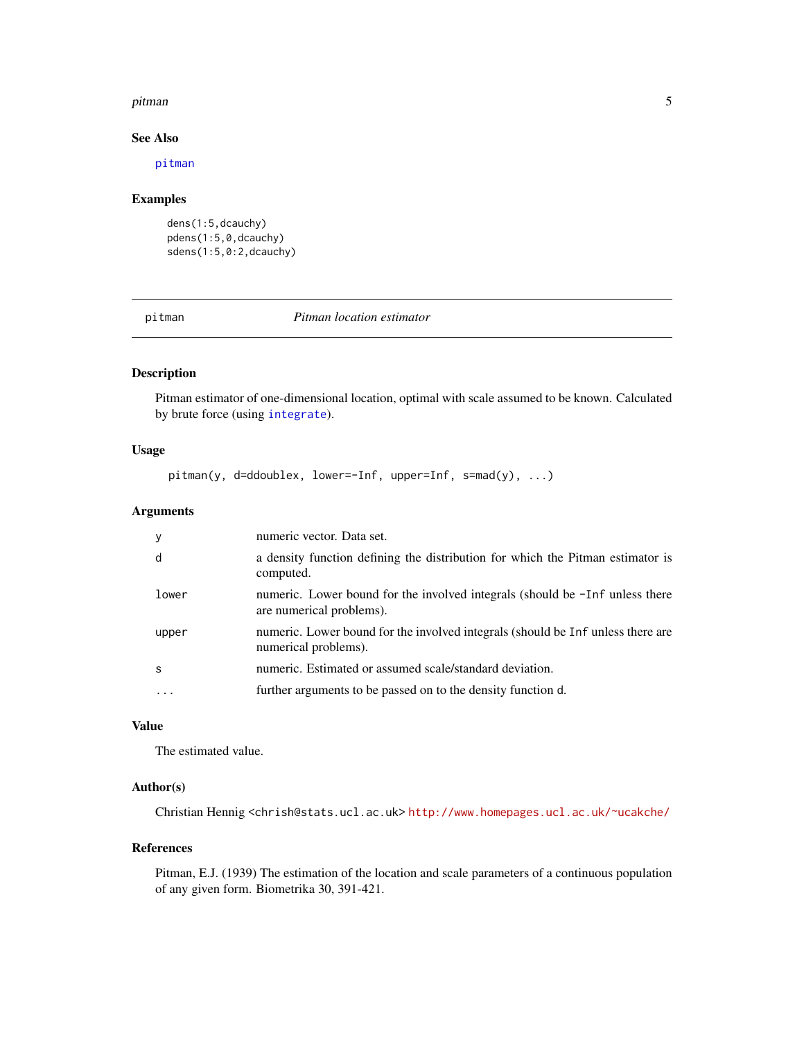## See Also

pitman

## Examples

```
dens(1:5,dcauchy)
pdens(1:5,0,dcauchy)
sdens(1:5,0:2,dcauchy)
```

---

# pitman — *Pitman location estimator*

---

## Description

Pitman estimator of one-dimensional location, optimal with scale assumed to be known. Calculated by brute force (using `integrate`).

## Usage

```
pitman(y, d=ddoublex, lower=-Inf, upper=Inf, s=mad(y), ...)
```

## Arguments

| | |
|---|---|
| `y` | numeric vector. Data set. |
| `d` | a density function defining the distribution for which the Pitman estimator is computed. |
| `lower` | numeric. Lower bound for the involved integrals (should be `-Inf` unless there are numerical problems). |
| `upper` | numeric. Lower bound for the involved integrals (should be `Inf` unless there are numerical problems). |
| `s` | numeric. Estimated or assumed scale/standard deviation. |
| `...` | further arguments to be passed on to the density function `d`. |

## Value

The estimated value.

## Author(s)

Christian Hennig <chrish@stats.ucl.ac.uk> http://www.homepages.ucl.ac.uk/~ucakche/

## References

Pitman, E.J. (1939) The estimation of the location and scale parameters of a continuous population of any given form. Biometrika 30, 391-421.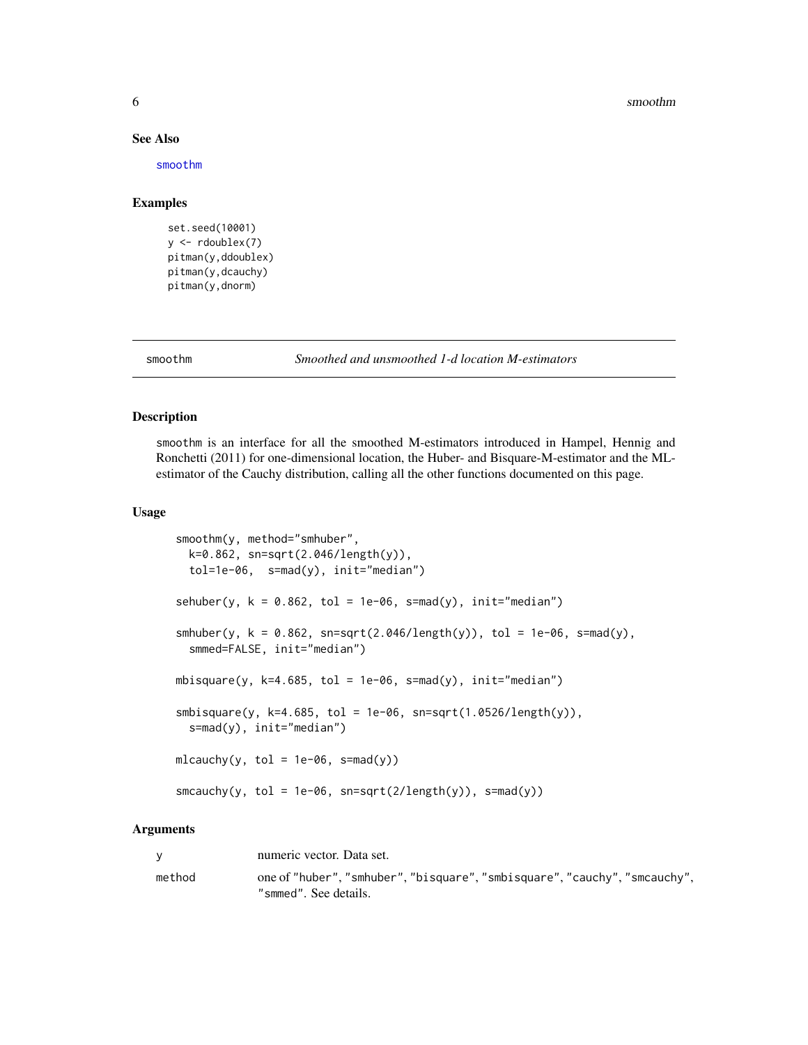### See Also

`smoothm`

### Examples

```
set.seed(10001)
y <- rdoublex(7)
pitman(y,ddoublex)
pitman(y,dcauchy)
pitman(y,dnorm)
```

---

## smoothm — *Smoothed and unsmoothed 1-d location M-estimators*

### Description

smoothm is an interface for all the smoothed M-estimators introduced in Hampel, Hennig and Ronchetti (2011) for one-dimensional location, the Huber- and Bisquare-M-estimator and the ML-estimator of the Cauchy distribution, calling all the other functions documented on this page.

### Usage

```
smoothm(y, method="smhuber",
  k=0.862, sn=sqrt(2.046/length(y)),
  tol=1e-06,  s=mad(y), init="median")

sehuber(y, k = 0.862, tol = 1e-06, s=mad(y), init="median")

smhuber(y, k = 0.862, sn=sqrt(2.046/length(y)), tol = 1e-06, s=mad(y),
  smmed=FALSE, init="median")

mbisquare(y, k=4.685, tol = 1e-06, s=mad(y), init="median")

smbisquare(y, k=4.685, tol = 1e-06, sn=sqrt(1.0526/length(y)),
  s=mad(y), init="median")

mlcauchy(y, tol = 1e-06, s=mad(y))

smcauchy(y, tol = 1e-06, sn=sqrt(2/length(y)), s=mad(y))
```

### Arguments

| | |
|---|---|
| `y` | numeric vector. Data set. |
| `method` | one of "huber", "smhuber", "bisquare", "smbisquare", "cauchy", "smcauchy", "smmed". See details. |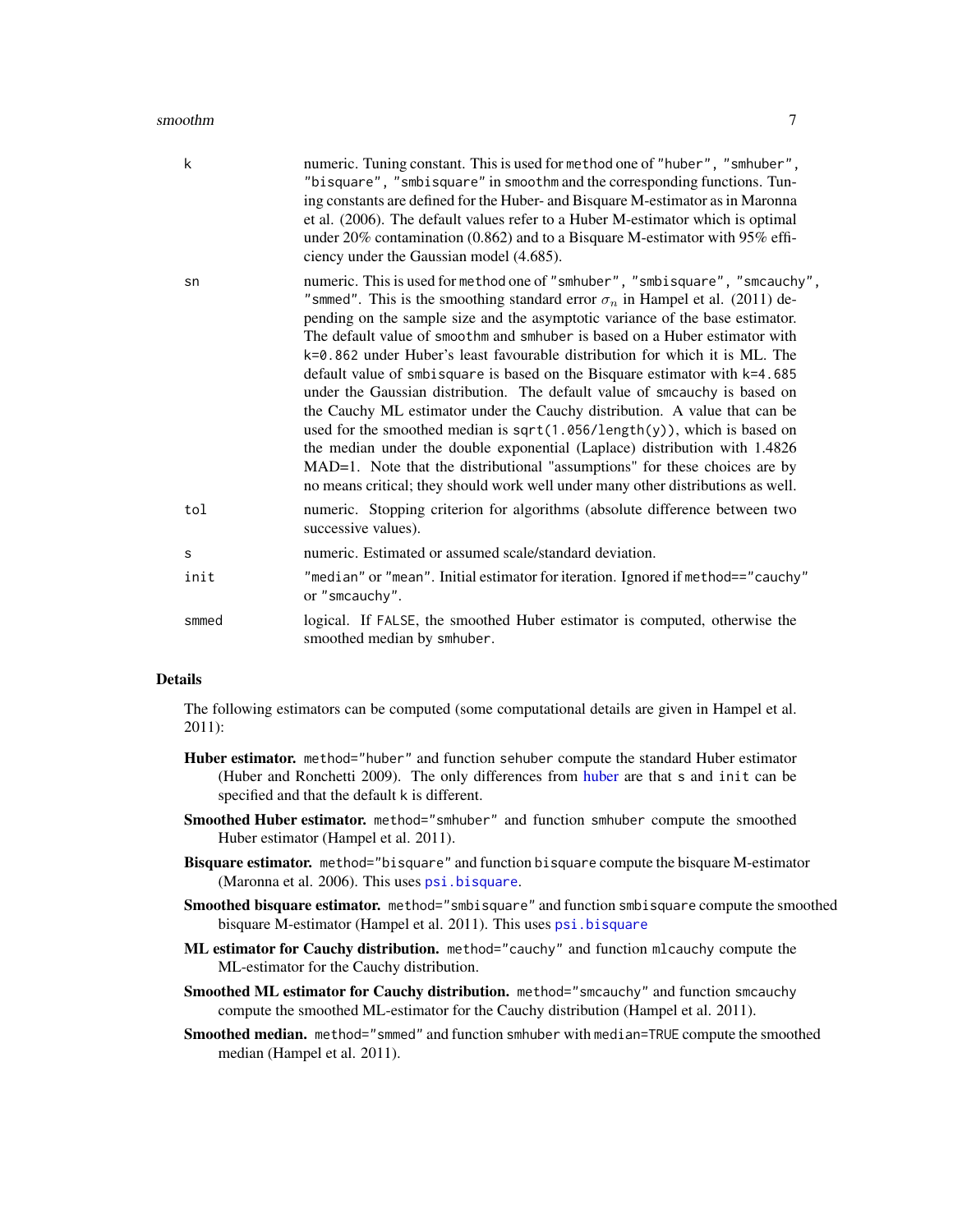| | |
|---|---|
| k | numeric. Tuning constant. This is used for `method` one of `"huber"`, `"smhuber"`, `"bisquare"`, `"smbisquare"` in `smoothm` and the corresponding functions. Tuning constants are defined for the Huber- and Bisquare M-estimator as in Maronna et al. (2006). The default values refer to a Huber M-estimator which is optimal under 20% contamination (0.862) and to a Bisquare M-estimator with 95% efficiency under the Gaussian model (4.685). |
| sn | numeric. This is used for `method` one of `"smhuber"`, `"smbisquare"`, `"smcauchy"`, `"smmed"`. This is the smoothing standard error $\sigma_n$ in Hampel et al. (2011) depending on the sample size and the asymptotic variance of the base estimator. The default value of `smoothm` and `smhuber` is based on a Huber estimator with `k=0.862` under Huber's least favourable distribution for which it is ML. The default value of `smbisquare` is based on the Bisquare estimator with `k=4.685` under the Gaussian distribution. The default value of `smcauchy` is based on the Cauchy ML estimator under the Cauchy distribution. A value that can be used for the smoothed median is `sqrt(1.056/length(y))`, which is based on the median under the double exponential (Laplace) distribution with 1.4826 MAD=1. Note that the distributional "assumptions" for these choices are by no means critical; they should work well under many other distributions as well. |
| tol | numeric. Stopping criterion for algorithms (absolute difference between two successive values). |
| s | numeric. Estimated or assumed scale/standard deviation. |
| init | `"median"` or `"mean"`. Initial estimator for iteration. Ignored if `method=="cauchy"` or `"smcauchy"`. |
| smmed | logical. If `FALSE`, the smoothed Huber estimator is computed, otherwise the smoothed median by `smhuber`. |

## Details

The following estimators can be computed (some computational details are given in Hampel et al. 2011):

**Huber estimator.** `method="huber"` and function `sehuber` compute the standard Huber estimator (Huber and Ronchetti 2009). The only differences from huber are that `s` and `init` can be specified and that the default `k` is different.

**Smoothed Huber estimator.** `method="smhuber"` and function `smhuber` compute the smoothed Huber estimator (Hampel et al. 2011).

**Bisquare estimator.** `method="bisquare"` and function `bisquare` compute the bisquare M-estimator (Maronna et al. 2006). This uses `psi.bisquare`.

**Smoothed bisquare estimator.** `method="smbisquare"` and function `smbisquare` compute the smoothed bisquare M-estimator (Hampel et al. 2011). This uses `psi.bisquare`

**ML estimator for Cauchy distribution.** `method="cauchy"` and function `mlcauchy` compute the ML-estimator for the Cauchy distribution.

**Smoothed ML estimator for Cauchy distribution.** `method="smcauchy"` and function `smcauchy` compute the smoothed ML-estimator for the Cauchy distribution (Hampel et al. 2011).

**Smoothed median.** `method="smmed"` and function `smhuber` with `median=TRUE` compute the smoothed median (Hampel et al. 2011).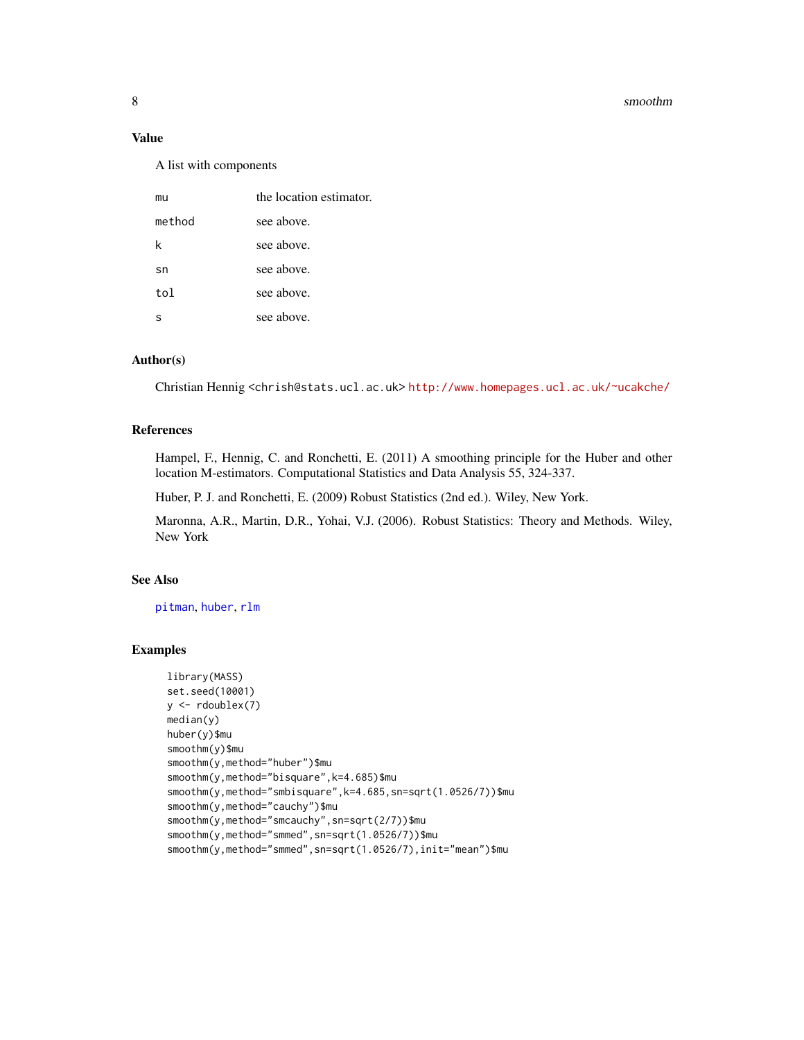## Value

A list with components

| | |
|---|---|
| `mu` | the location estimator. |
| `method` | see above. |
| `k` | see above. |
| `sn` | see above. |
| `tol` | see above. |
| `s` | see above. |

## Author(s)

Christian Hennig <chrish@stats.ucl.ac.uk> http://www.homepages.ucl.ac.uk/~ucakche/

## References

Hampel, F., Hennig, C. and Ronchetti, E. (2011) A smoothing principle for the Huber and other location M-estimators. Computational Statistics and Data Analysis 55, 324-337.

Huber, P. J. and Ronchetti, E. (2009) Robust Statistics (2nd ed.). Wiley, New York.

Maronna, A.R., Martin, D.R., Yohai, V.J. (2006). Robust Statistics: Theory and Methods. Wiley, New York

## See Also

`pitman`, `huber`, `rlm`

## Examples

```
library(MASS)
set.seed(10001)
y <- rdoublex(7)
median(y)
huber(y)$mu
smoothm(y)$mu
smoothm(y,method="huber")$mu
smoothm(y,method="bisquare",k=4.685)$mu
smoothm(y,method="smbisquare",k=4.685,sn=sqrt(1.0526/7))$mu
smoothm(y,method="cauchy")$mu
smoothm(y,method="smcauchy",sn=sqrt(2/7))$mu
smoothm(y,method="smmed",sn=sqrt(1.0526/7))$mu
smoothm(y,method="smmed",sn=sqrt(1.0526/7),init="mean")$mu
```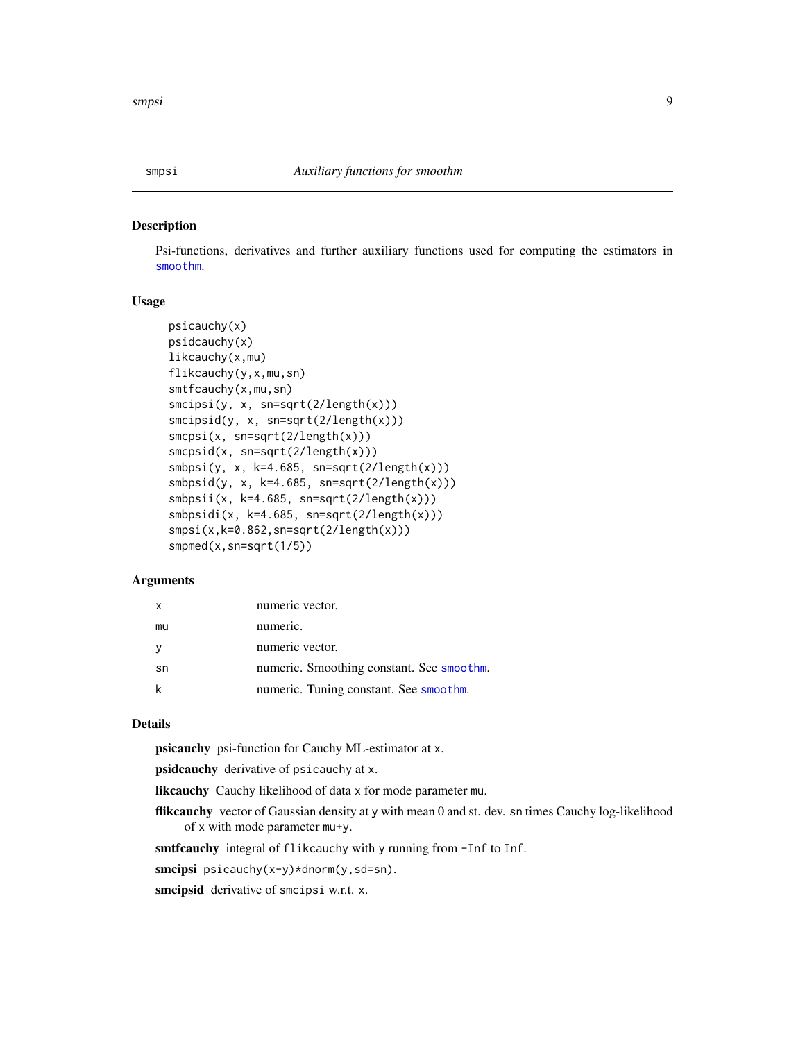## smpsi — *Auxiliary functions for smoothm*

### Description

Psi-functions, derivatives and further auxiliary functions used for computing the estimators in `smoothm`.

### Usage

```
psicauchy(x)
psidcauchy(x)
likcauchy(x,mu)
flikcauchy(y,x,mu,sn)
smtfcauchy(x,mu,sn)
smcipsi(y, x, sn=sqrt(2/length(x)))
smcipsid(y, x, sn=sqrt(2/length(x)))
smcpsi(x, sn=sqrt(2/length(x)))
smcpsid(x, sn=sqrt(2/length(x)))
smbpsi(y, x, k=4.685, sn=sqrt(2/length(x)))
smbpsid(y, x, k=4.685, sn=sqrt(2/length(x)))
smbpsii(x, k=4.685, sn=sqrt(2/length(x)))
smbpsidi(x, k=4.685, sn=sqrt(2/length(x)))
smpsi(x,k=0.862,sn=sqrt(2/length(x)))
smpmed(x,sn=sqrt(1/5))
```

### Arguments

| | |
|---|---|
| `x` | numeric vector. |
| `mu` | numeric. |
| `y` | numeric vector. |
| `sn` | numeric. Smoothing constant. See `smoothm`. |
| `k` | numeric. Tuning constant. See `smoothm`. |

### Details

**psicauchy** psi-function for Cauchy ML-estimator at `x`.

**psidcauchy** derivative of `psicauchy` at `x`.

**likcauchy** Cauchy likelihood of data `x` for mode parameter `mu`.

**flikcauchy** vector of Gaussian density at `y` with mean 0 and st. dev. `sn` times Cauchy log-likelihood of `x` with mode parameter `mu+y`.

**smtfcauchy** integral of `flikcauchy` with `y` running from `-Inf` to `Inf`.

**smcipsi** `psicauchy(x-y)*dnorm(y,sd=sn)`.

**smcipsid** derivative of `smcipsi` w.r.t. `x`.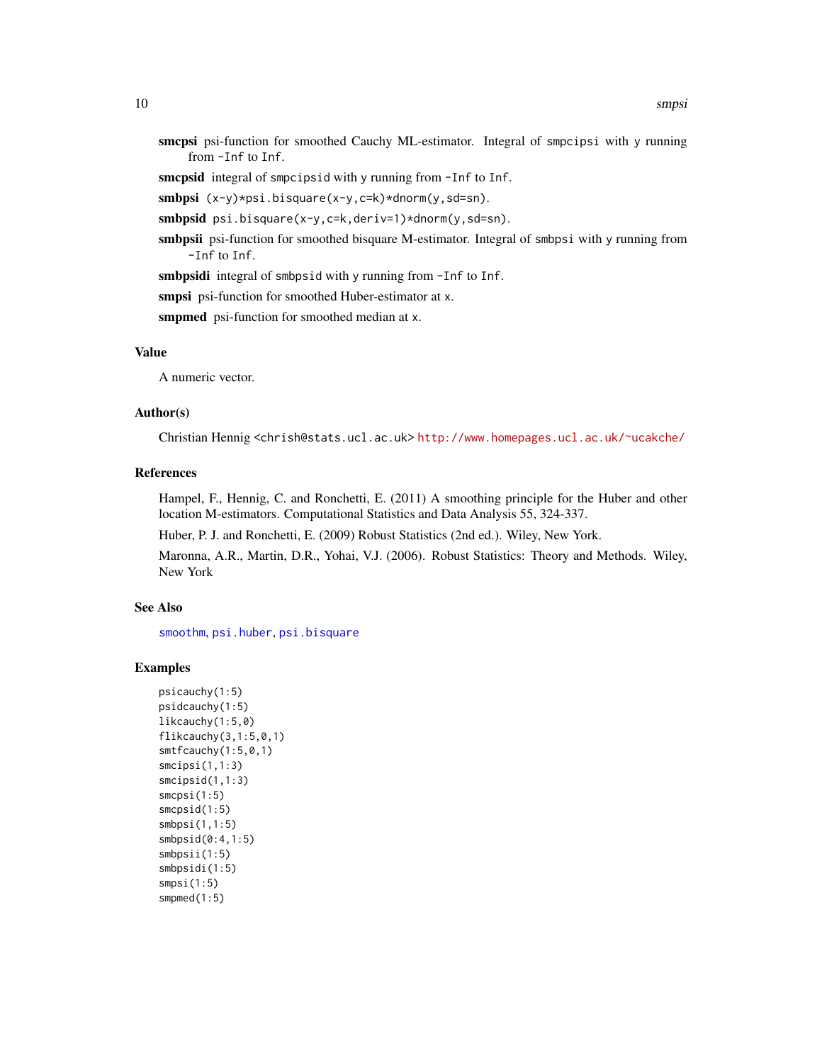**smcpsi** psi-function for smoothed Cauchy ML-estimator. Integral of `smpcipsi` with `y` running from `-Inf` to `Inf`.

**smcpsid** integral of `smpcipsid` with `y` running from `-Inf` to `Inf`.

**smbpsi** `(x-y)*psi.bisquare(x-y,c=k)*dnorm(y,sd=sn)`.

**smbpsid** `psi.bisquare(x-y,c=k,deriv=1)*dnorm(y,sd=sn)`.

**smbpsii** psi-function for smoothed bisquare M-estimator. Integral of `smbpsi` with `y` running from `-Inf` to `Inf`.

**smbpsidi** integral of `smbpsid` with `y` running from `-Inf` to `Inf`.

**smpsi** psi-function for smoothed Huber-estimator at `x`.

**smpmed** psi-function for smoothed median at `x`.

### Value

A numeric vector.

### Author(s)

Christian Hennig <chrish@stats.ucl.ac.uk> http://www.homepages.ucl.ac.uk/~ucakche/

### References

Hampel, F., Hennig, C. and Ronchetti, E. (2011) A smoothing principle for the Huber and other location M-estimators. Computational Statistics and Data Analysis 55, 324-337.

Huber, P. J. and Ronchetti, E. (2009) Robust Statistics (2nd ed.). Wiley, New York.

Maronna, A.R., Martin, D.R., Yohai, V.J. (2006). Robust Statistics: Theory and Methods. Wiley, New York

### See Also

`smoothm`, `psi.huber`, `psi.bisquare`

### Examples

```
psicauchy(1:5)
psidcauchy(1:5)
likcauchy(1:5,0)
flikcauchy(3,1:5,0,1)
smtfcauchy(1:5,0,1)
smcipsi(1,1:3)
smcipsid(1,1:3)
smcpsi(1:5)
smcpsid(1:5)
smbpsi(1,1:5)
smbpsid(0:4,1:5)
smbpsii(1:5)
smbpsidi(1:5)
smpsi(1:5)
smpmed(1:5)
```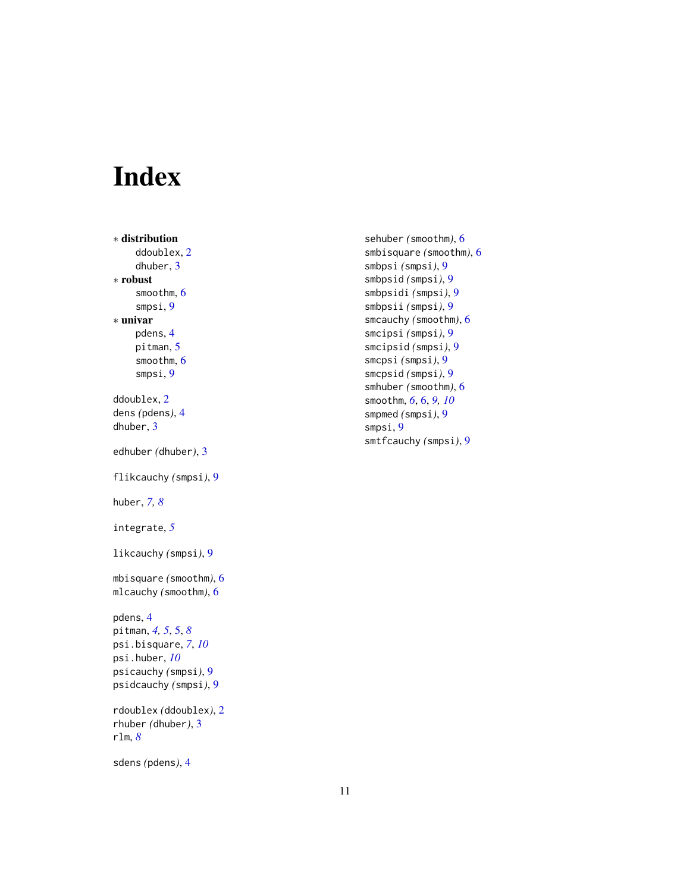# Index

∗ **distribution**
  ddoublex, 2
  dhuber, 3

∗ **robust**
  smoothm, 6
  smpsi, 9

∗ **univar**
  pdens, 4
  pitman, 5
  smoothm, 6
  smpsi, 9

ddoublex, 2
dens *(*pdens*)*, 4
dhuber, 3

edhuber *(*dhuber*)*, 3

flikcauchy *(*smpsi*)*, 9

huber, *7*, *8*

integrate, *5*

likcauchy *(*smpsi*)*, 9

mbisquare *(*smoothm*)*, 6
mlcauchy *(*smoothm*)*, 6

pdens, 4
pitman, *4*, *5*, 5, *8*
psi.bisquare, *7*, *10*
psi.huber, *10*
psicauchy *(*smpsi*)*, 9
psidcauchy *(*smpsi*)*, 9

rdoublex *(*ddoublex*)*, 2
rhuber *(*dhuber*)*, 3
rlm, *8*

sdens *(*pdens*)*, 4
sehuber *(*smoothm*)*, 6
smbisquare *(*smoothm*)*, 6
smbpsi *(*smpsi*)*, 9
smbpsid *(*smpsi*)*, 9
smbpsidi *(*smpsi*)*, 9
smbpsii *(*smpsi*)*, 9
smcauchy *(*smoothm*)*, 6
smcipsi *(*smpsi*)*, 9
smcipsid *(*smpsi*)*, 9
smcpsi *(*smpsi*)*, 9
smcpsid *(*smpsi*)*, 9
smhuber *(*smoothm*)*, 6
smoothm, *6*, 6, *9*, *10*
smpmed *(*smpsi*)*, 9
smpsi, 9
smtfcauchy *(*smpsi*)*, 9